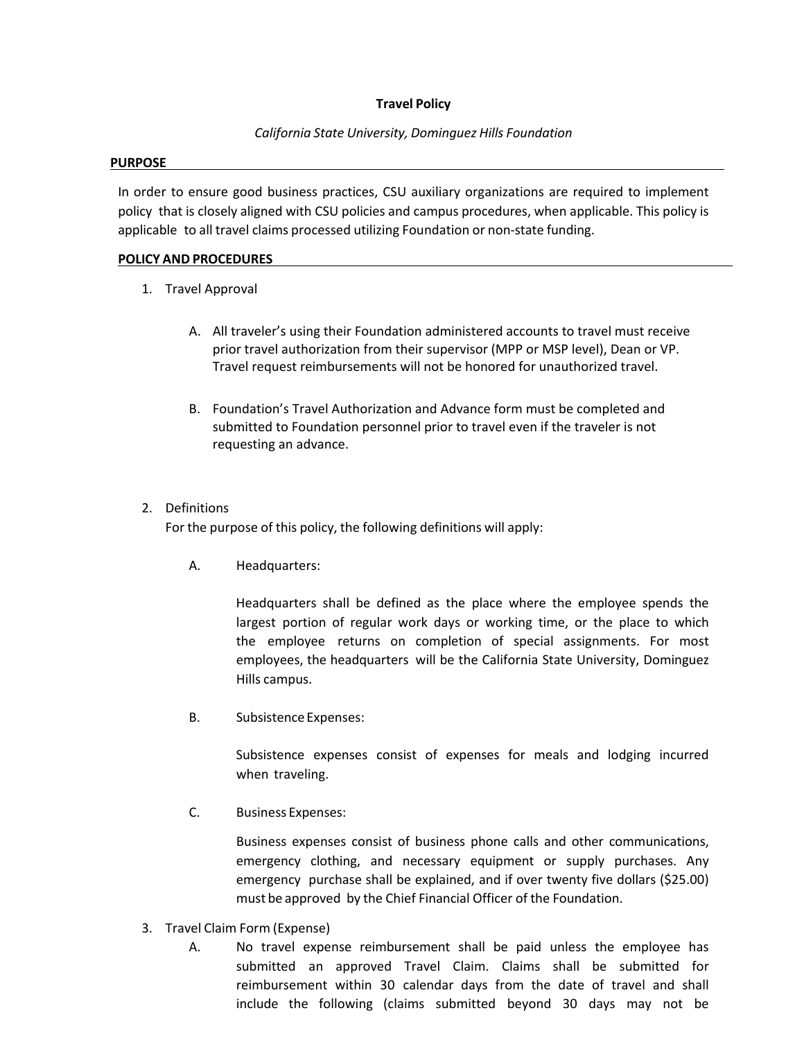**Travel Policy**

*California State University, Dominguez Hills Foundation*

**PURPOSE**

In order to ensure good business practices, CSU auxiliary organizations are required to implement policy that is closely aligned with CSU policies and campus procedures, when applicable. This policy is applicable to all travel claims processed utilizing Foundation or non-state funding.

**POLICY AND PROCEDURES**

1. Travel Approval

   A. All traveler's using their Foundation administered accounts to travel must receive prior travel authorization from their supervisor (MPP or MSP level), Dean or VP. Travel request reimbursements will not be honored for unauthorized travel.

   B. Foundation's Travel Authorization and Advance form must be completed and submitted to Foundation personnel prior to travel even if the traveler is not requesting an advance.

2. Definitions
   For the purpose of this policy, the following definitions will apply:

   A. Headquarters:

      Headquarters shall be defined as the place where the employee spends the largest portion of regular work days or working time, or the place to which the employee returns on completion of special assignments. For most employees, the headquarters will be the California State University, Dominguez Hills campus.

   B. Subsistence Expenses:

      Subsistence expenses consist of expenses for meals and lodging incurred when traveling.

   C. Business Expenses:

      Business expenses consist of business phone calls and other communications, emergency clothing, and necessary equipment or supply purchases. Any emergency purchase shall be explained, and if over twenty five dollars ($25.00) must be approved by the Chief Financial Officer of the Foundation.

3. Travel Claim Form (Expense)

   A. No travel expense reimbursement shall be paid unless the employee has submitted an approved Travel Claim. Claims shall be submitted for reimbursement within 30 calendar days from the date of travel and shall include the following (claims submitted beyond 30 days may not be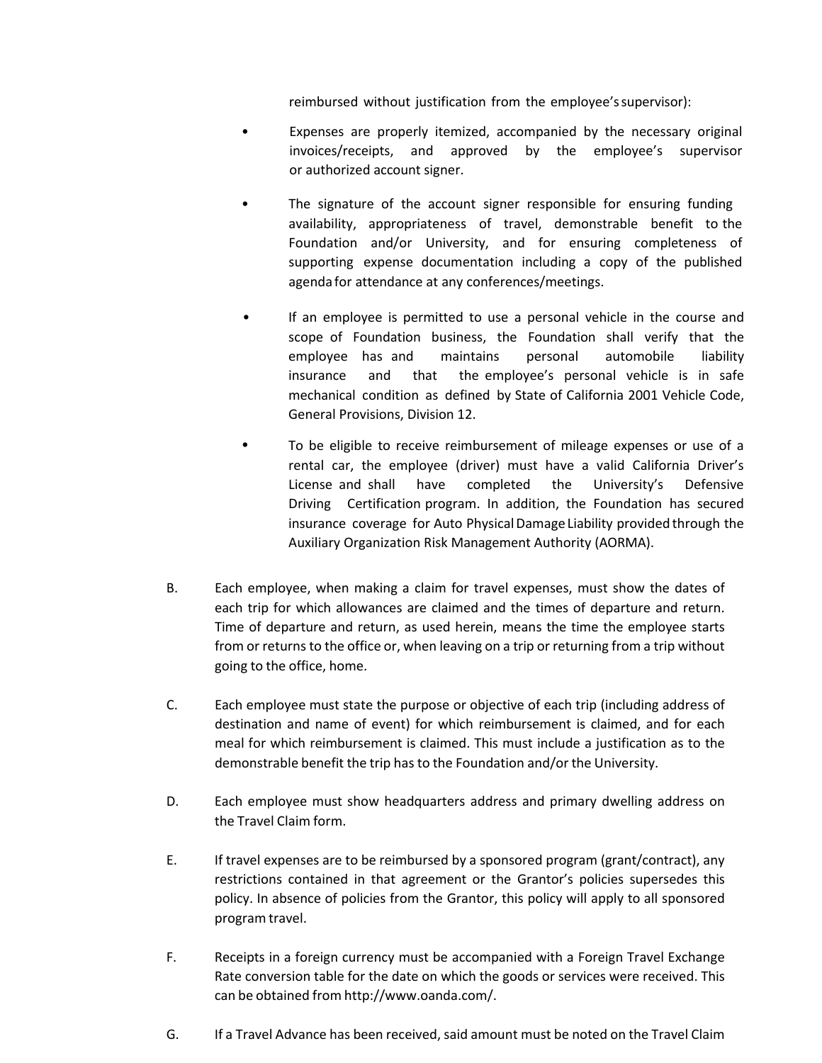reimbursed without justification from the employee's supervisor):

- Expenses are properly itemized, accompanied by the necessary original invoices/receipts, and approved by the employee's supervisor or authorized account signer.

- The signature of the account signer responsible for ensuring funding availability, appropriateness of travel, demonstrable benefit to the Foundation and/or University, and for ensuring completeness of supporting expense documentation including a copy of the published agenda for attendance at any conferences/meetings.

- If an employee is permitted to use a personal vehicle in the course and scope of Foundation business, the Foundation shall verify that the employee has and maintains personal automobile liability insurance and that the employee's personal vehicle is in safe mechanical condition as defined by State of California 2001 Vehicle Code, General Provisions, Division 12.

- To be eligible to receive reimbursement of mileage expenses or use of a rental car, the employee (driver) must have a valid California Driver's License and shall have completed the University's Defensive Driving Certification program. In addition, the Foundation has secured insurance coverage for Auto Physical Damage Liability provided through the Auxiliary Organization Risk Management Authority (AORMA).

B. Each employee, when making a claim for travel expenses, must show the dates of each trip for which allowances are claimed and the times of departure and return. Time of departure and return, as used herein, means the time the employee starts from or returns to the office or, when leaving on a trip or returning from a trip without going to the office, home.

C. Each employee must state the purpose or objective of each trip (including address of destination and name of event) for which reimbursement is claimed, and for each meal for which reimbursement is claimed. This must include a justification as to the demonstrable benefit the trip has to the Foundation and/or the University.

D. Each employee must show headquarters address and primary dwelling address on the Travel Claim form.

E. If travel expenses are to be reimbursed by a sponsored program (grant/contract), any restrictions contained in that agreement or the Grantor's policies supersedes this policy. In absence of policies from the Grantor, this policy will apply to all sponsored program travel.

F. Receipts in a foreign currency must be accompanied with a Foreign Travel Exchange Rate conversion table for the date on which the goods or services were received. This can be obtained from http://www.oanda.com/.

G. If a Travel Advance has been received, said amount must be noted on the Travel Claim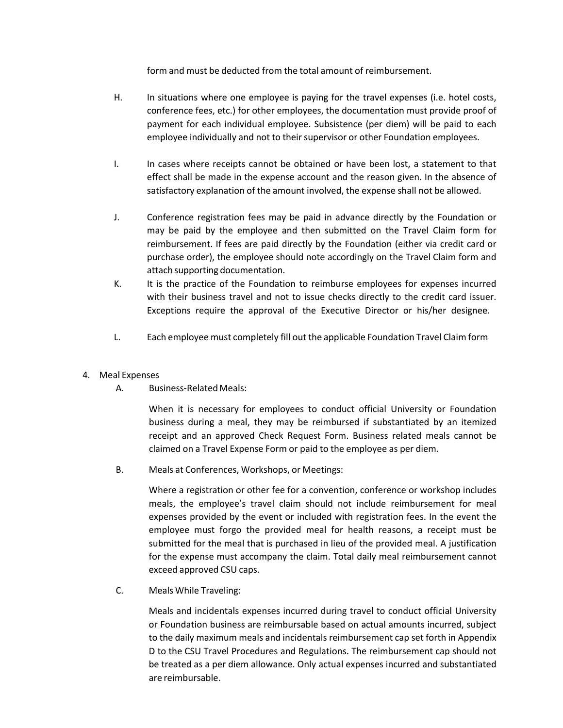form and must be deducted from the total amount of reimbursement.

H. In situations where one employee is paying for the travel expenses (i.e. hotel costs, conference fees, etc.) for other employees, the documentation must provide proof of payment for each individual employee. Subsistence (per diem) will be paid to each employee individually and not to their supervisor or other Foundation employees.

I. In cases where receipts cannot be obtained or have been lost, a statement to that effect shall be made in the expense account and the reason given. In the absence of satisfactory explanation of the amount involved, the expense shall not be allowed.

J. Conference registration fees may be paid in advance directly by the Foundation or may be paid by the employee and then submitted on the Travel Claim form for reimbursement. If fees are paid directly by the Foundation (either via credit card or purchase order), the employee should note accordingly on the Travel Claim form and attach supporting documentation.

K. It is the practice of the Foundation to reimburse employees for expenses incurred with their business travel and not to issue checks directly to the credit card issuer. Exceptions require the approval of the Executive Director or his/her designee.

L. Each employee must completely fill out the applicable Foundation Travel Claim form

4. Meal Expenses

   A. Business-Related Meals:

   When it is necessary for employees to conduct official University or Foundation business during a meal, they may be reimbursed if substantiated by an itemized receipt and an approved Check Request Form. Business related meals cannot be claimed on a Travel Expense Form or paid to the employee as per diem.

   B. Meals at Conferences, Workshops, or Meetings:

   Where a registration or other fee for a convention, conference or workshop includes meals, the employee's travel claim should not include reimbursement for meal expenses provided by the event or included with registration fees. In the event the employee must forgo the provided meal for health reasons, a receipt must be submitted for the meal that is purchased in lieu of the provided meal. A justification for the expense must accompany the claim. Total daily meal reimbursement cannot exceed approved CSU caps.

   C. Meals While Traveling:

   Meals and incidentals expenses incurred during travel to conduct official University or Foundation business are reimbursable based on actual amounts incurred, subject to the daily maximum meals and incidentals reimbursement cap set forth in Appendix D to the CSU Travel Procedures and Regulations. The reimbursement cap should not be treated as a per diem allowance. Only actual expenses incurred and substantiated are reimbursable.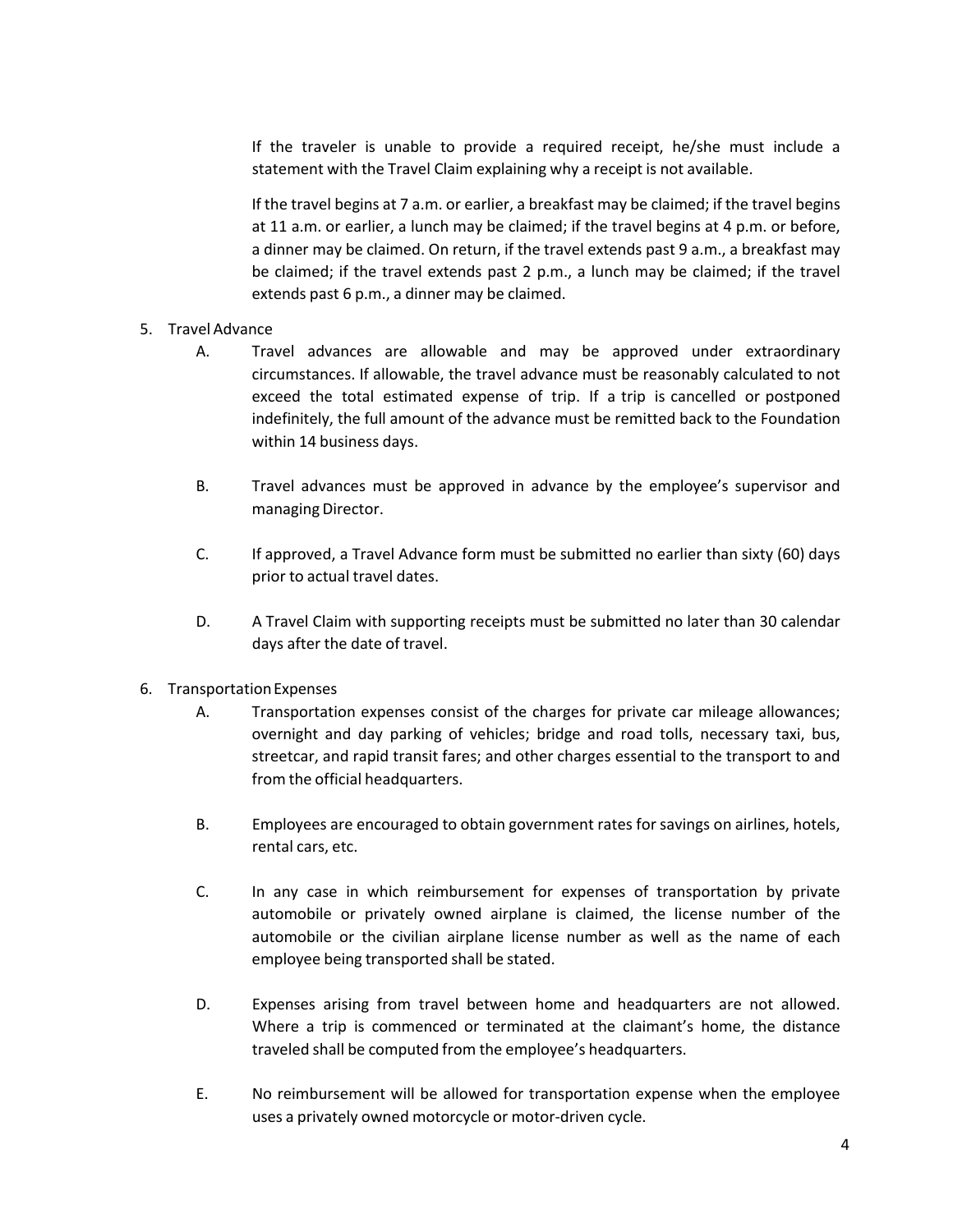If the traveler is unable to provide a required receipt, he/she must include a statement with the Travel Claim explaining why a receipt is not available.

If the travel begins at 7 a.m. or earlier, a breakfast may be claimed; if the travel begins at 11 a.m. or earlier, a lunch may be claimed; if the travel begins at 4 p.m. or before, a dinner may be claimed. On return, if the travel extends past 9 a.m., a breakfast may be claimed; if the travel extends past 2 p.m., a lunch may be claimed; if the travel extends past 6 p.m., a dinner may be claimed.

5. Travel Advance

   A. Travel advances are allowable and may be approved under extraordinary circumstances. If allowable, the travel advance must be reasonably calculated to not exceed the total estimated expense of trip. If a trip is cancelled or postponed indefinitely, the full amount of the advance must be remitted back to the Foundation within 14 business days.

   B. Travel advances must be approved in advance by the employee's supervisor and managing Director.

   C. If approved, a Travel Advance form must be submitted no earlier than sixty (60) days prior to actual travel dates.

   D. A Travel Claim with supporting receipts must be submitted no later than 30 calendar days after the date of travel.

6. Transportation Expenses

   A. Transportation expenses consist of the charges for private car mileage allowances; overnight and day parking of vehicles; bridge and road tolls, necessary taxi, bus, streetcar, and rapid transit fares; and other charges essential to the transport to and from the official headquarters.

   B. Employees are encouraged to obtain government rates for savings on airlines, hotels, rental cars, etc.

   C. In any case in which reimbursement for expenses of transportation by private automobile or privately owned airplane is claimed, the license number of the automobile or the civilian airplane license number as well as the name of each employee being transported shall be stated.

   D. Expenses arising from travel between home and headquarters are not allowed. Where a trip is commenced or terminated at the claimant's home, the distance traveled shall be computed from the employee's headquarters.

   E. No reimbursement will be allowed for transportation expense when the employee uses a privately owned motorcycle or motor-driven cycle.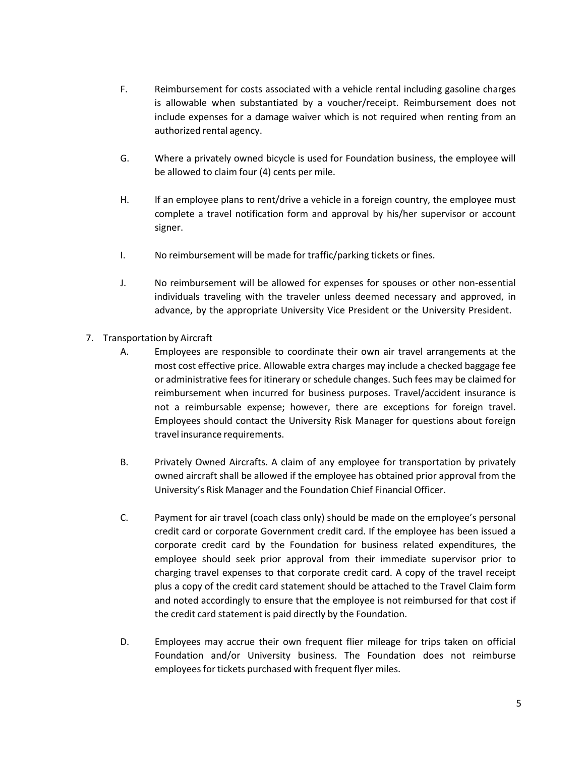F. Reimbursement for costs associated with a vehicle rental including gasoline charges is allowable when substantiated by a voucher/receipt. Reimbursement does not include expenses for a damage waiver which is not required when renting from an authorized rental agency.

G. Where a privately owned bicycle is used for Foundation business, the employee will be allowed to claim four (4) cents per mile.

H. If an employee plans to rent/drive a vehicle in a foreign country, the employee must complete a travel notification form and approval by his/her supervisor or account signer.

I. No reimbursement will be made for traffic/parking tickets or fines.

J. No reimbursement will be allowed for expenses for spouses or other non-essential individuals traveling with the traveler unless deemed necessary and approved, in advance, by the appropriate University Vice President or the University President.

7. Transportation by Aircraft

A. Employees are responsible to coordinate their own air travel arrangements at the most cost effective price. Allowable extra charges may include a checked baggage fee or administrative fees for itinerary or schedule changes. Such fees may be claimed for reimbursement when incurred for business purposes. Travel/accident insurance is not a reimbursable expense; however, there are exceptions for foreign travel. Employees should contact the University Risk Manager for questions about foreign travel insurance requirements.

B. Privately Owned Aircrafts. A claim of any employee for transportation by privately owned aircraft shall be allowed if the employee has obtained prior approval from the University's Risk Manager and the Foundation Chief Financial Officer.

C. Payment for air travel (coach class only) should be made on the employee's personal credit card or corporate Government credit card. If the employee has been issued a corporate credit card by the Foundation for business related expenditures, the employee should seek prior approval from their immediate supervisor prior to charging travel expenses to that corporate credit card. A copy of the travel receipt plus a copy of the credit card statement should be attached to the Travel Claim form and noted accordingly to ensure that the employee is not reimbursed for that cost if the credit card statement is paid directly by the Foundation.

D. Employees may accrue their own frequent flier mileage for trips taken on official Foundation and/or University business. The Foundation does not reimburse employees for tickets purchased with frequent flyer miles.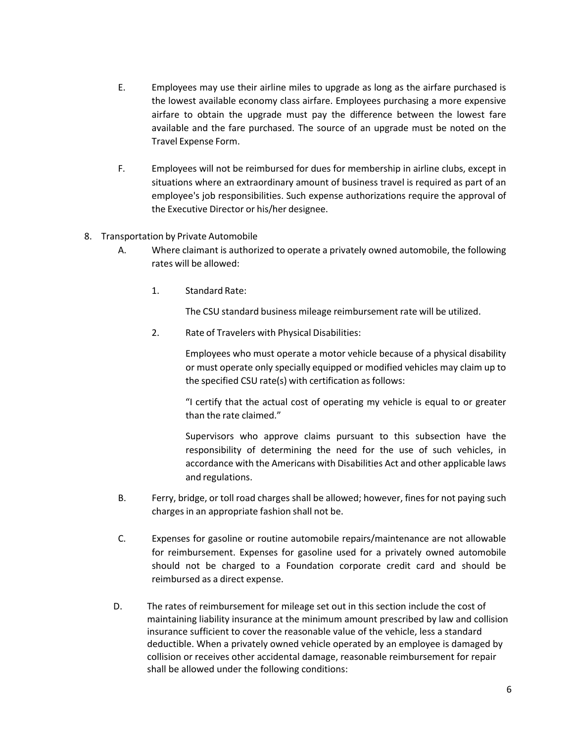E. Employees may use their airline miles to upgrade as long as the airfare purchased is the lowest available economy class airfare. Employees purchasing a more expensive airfare to obtain the upgrade must pay the difference between the lowest fare available and the fare purchased. The source of an upgrade must be noted on the Travel Expense Form.

F. Employees will not be reimbursed for dues for membership in airline clubs, except in situations where an extraordinary amount of business travel is required as part of an employee's job responsibilities. Such expense authorizations require the approval of the Executive Director or his/her designee.

8. Transportation by Private Automobile

   A. Where claimant is authorized to operate a privately owned automobile, the following rates will be allowed:

      1. Standard Rate:

         The CSU standard business mileage reimbursement rate will be utilized.

      2. Rate of Travelers with Physical Disabilities:

         Employees who must operate a motor vehicle because of a physical disability or must operate only specially equipped or modified vehicles may claim up to the specified CSU rate(s) with certification as follows:

         "I certify that the actual cost of operating my vehicle is equal to or greater than the rate claimed."

         Supervisors who approve claims pursuant to this subsection have the responsibility of determining the need for the use of such vehicles, in accordance with the Americans with Disabilities Act and other applicable laws and regulations.

   B. Ferry, bridge, or toll road charges shall be allowed; however, fines for not paying such charges in an appropriate fashion shall not be.

   C. Expenses for gasoline or routine automobile repairs/maintenance are not allowable for reimbursement. Expenses for gasoline used for a privately owned automobile should not be charged to a Foundation corporate credit card and should be reimbursed as a direct expense.

   D. The rates of reimbursement for mileage set out in this section include the cost of maintaining liability insurance at the minimum amount prescribed by law and collision insurance sufficient to cover the reasonable value of the vehicle, less a standard deductible. When a privately owned vehicle operated by an employee is damaged by collision or receives other accidental damage, reasonable reimbursement for repair shall be allowed under the following conditions: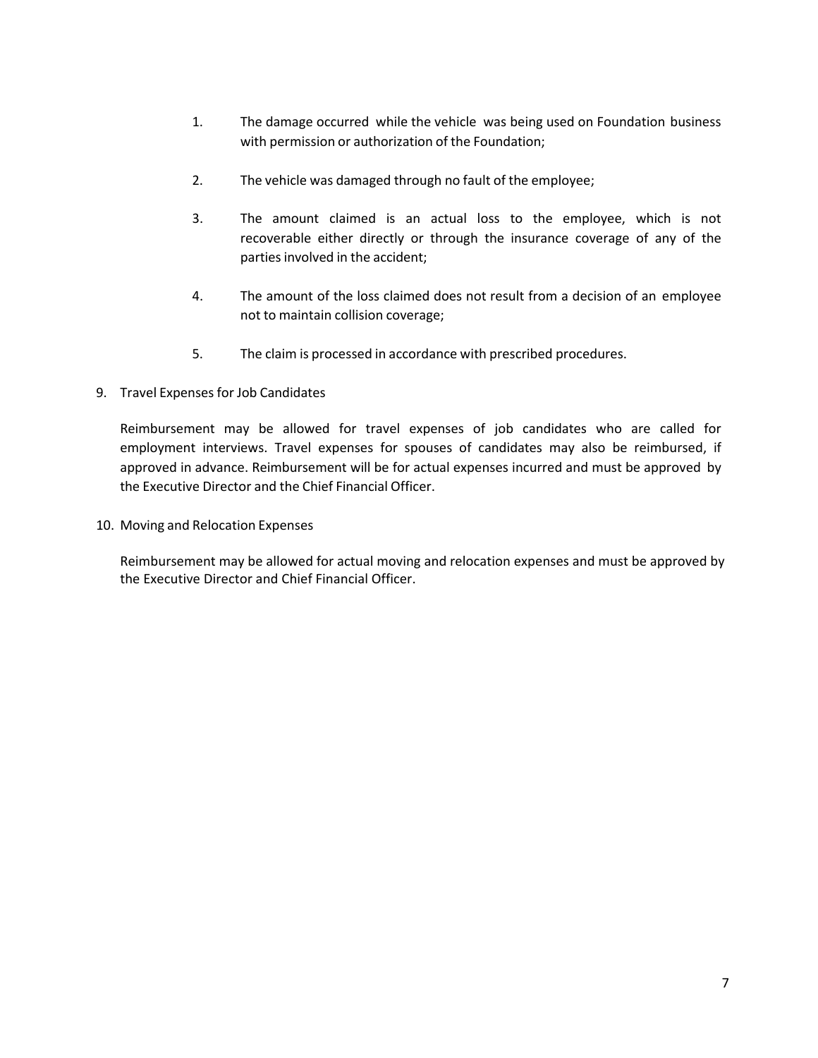1. The damage occurred while the vehicle was being used on Foundation business with permission or authorization of the Foundation;

2. The vehicle was damaged through no fault of the employee;

3. The amount claimed is an actual loss to the employee, which is not recoverable either directly or through the insurance coverage of any of the parties involved in the accident;

4. The amount of the loss claimed does not result from a decision of an employee not to maintain collision coverage;

5. The claim is processed in accordance with prescribed procedures.

9. Travel Expenses for Job Candidates

   Reimbursement may be allowed for travel expenses of job candidates who are called for employment interviews. Travel expenses for spouses of candidates may also be reimbursed, if approved in advance. Reimbursement will be for actual expenses incurred and must be approved by the Executive Director and the Chief Financial Officer.

10. Moving and Relocation Expenses

    Reimbursement may be allowed for actual moving and relocation expenses and must be approved by the Executive Director and Chief Financial Officer.